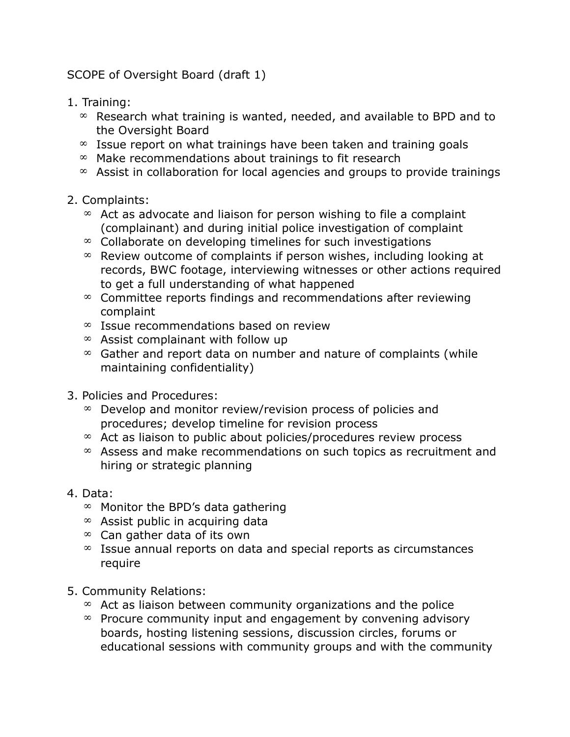SCOPE of Oversight Board (draft 1)

1. Training:
   - Research what training is wanted, needed, and available to BPD and to the Oversight Board
   - Issue report on what trainings have been taken and training goals
   - Make recommendations about trainings to fit research
   - Assist in collaboration for local agencies and groups to provide trainings

2. Complaints:
   - Act as advocate and liaison for person wishing to file a complaint (complainant) and during initial police investigation of complaint
   - Collaborate on developing timelines for such investigations
   - Review outcome of complaints if person wishes, including looking at records, BWC footage, interviewing witnesses or other actions required to get a full understanding of what happened
   - Committee reports findings and recommendations after reviewing complaint
   - Issue recommendations based on review
   - Assist complainant with follow up
   - Gather and report data on number and nature of complaints (while maintaining confidentiality)

3. Policies and Procedures:
   - Develop and monitor review/revision process of policies and procedures; develop timeline for revision process
   - Act as liaison to public about policies/procedures review process
   - Assess and make recommendations on such topics as recruitment and hiring or strategic planning

4. Data:
   - Monitor the BPD's data gathering
   - Assist public in acquiring data
   - Can gather data of its own
   - Issue annual reports on data and special reports as circumstances require

5. Community Relations:
   - Act as liaison between community organizations and the police
   - Procure community input and engagement by convening advisory boards, hosting listening sessions, discussion circles, forums or educational sessions with community groups and with the community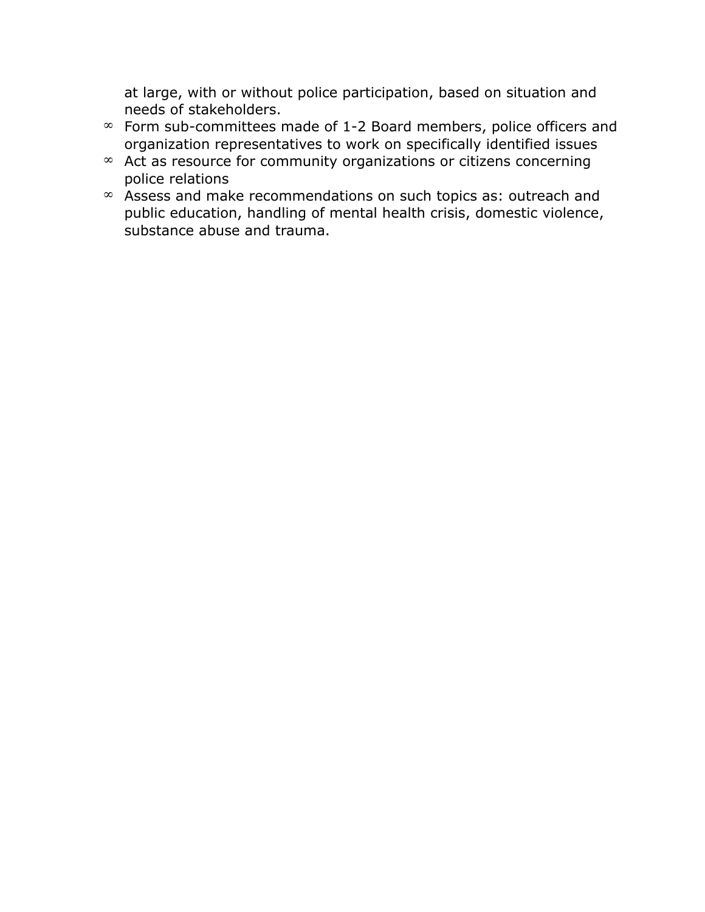at large, with or without police participation, based on situation and needs of stakeholders.

- Form sub-committees made of 1-2 Board members, police officers and organization representatives to work on specifically identified issues
- Act as resource for community organizations or citizens concerning police relations
- Assess and make recommendations on such topics as: outreach and public education, handling of mental health crisis, domestic violence, substance abuse and trauma.